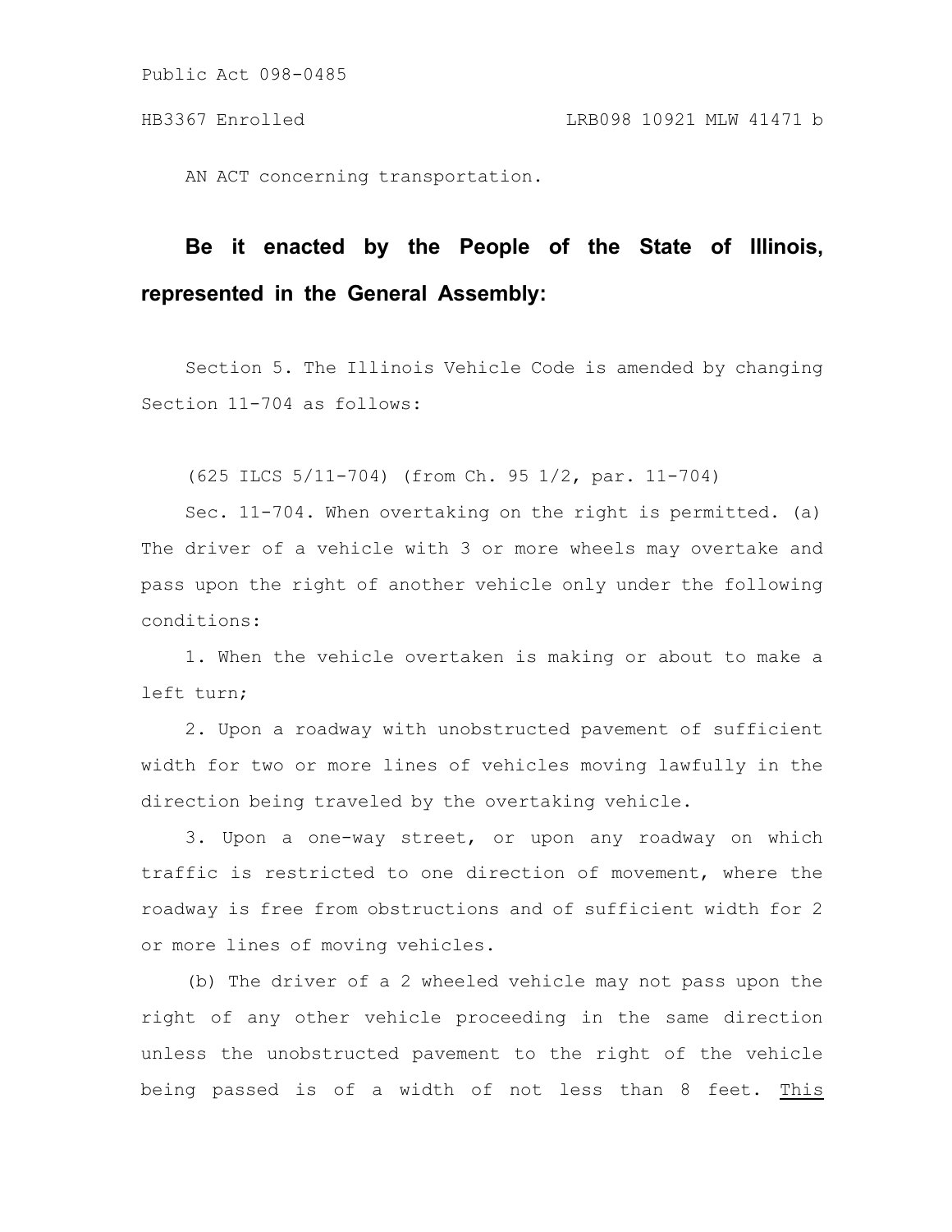Public Act 098-0485

HB3367 Enrolled LRB098 10921 MLW 41471 b

AN ACT concerning transportation.

**Be it enacted by the People of the State of Illinois, represented in the General Assembly:**

Section 5. The Illinois Vehicle Code is amended by changing Section 11-704 as follows:

(625 ILCS 5/11-704) (from Ch. 95 1/2, par. 11-704)

Sec. 11-704. When overtaking on the right is permitted. (a) The driver of a vehicle with 3 or more wheels may overtake and pass upon the right of another vehicle only under the following conditions:

1. When the vehicle overtaken is making or about to make a left turn;

2. Upon a roadway with unobstructed pavement of sufficient width for two or more lines of vehicles moving lawfully in the direction being traveled by the overtaking vehicle.

3. Upon a one-way street, or upon any roadway on which traffic is restricted to one direction of movement, where the roadway is free from obstructions and of sufficient width for 2 or more lines of moving vehicles.

(b) The driver of a 2 wheeled vehicle may not pass upon the right of any other vehicle proceeding in the same direction unless the unobstructed pavement to the right of the vehicle being passed is of a width of not less than 8 feet. This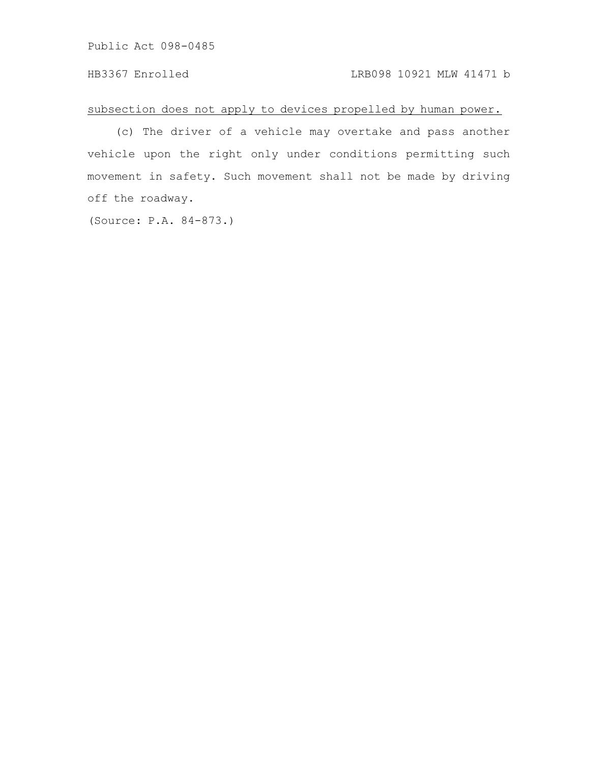subsection does not apply to devices propelled by human power.

(c) The driver of a vehicle may overtake and pass another vehicle upon the right only under conditions permitting such movement in safety. Such movement shall not be made by driving off the roadway.

(Source: P.A. 84-873.)